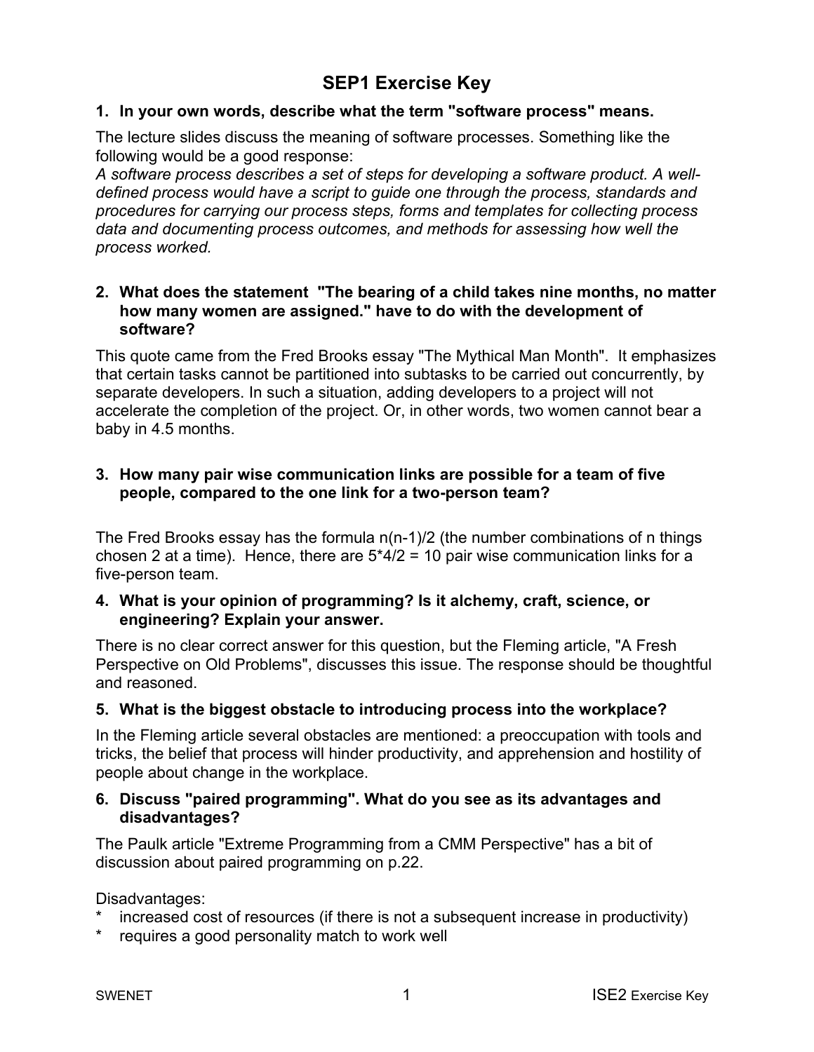# SEP1 Exercise Key

**1. In your own words, describe what the term "software process" means.**

The lecture slides discuss the meaning of software processes. Something like the following would be a good response:
*A software process describes a set of steps for developing a software product. A well-defined process would have a script to guide one through the process, standards and procedures for carrying our process steps, forms and templates for collecting process data and documenting process outcomes, and methods for assessing how well the process worked.*

**2. What does the statement "The bearing of a child takes nine months, no matter how many women are assigned." have to do with the development of software?**

This quote came from the Fred Brooks essay "The Mythical Man Month". It emphasizes that certain tasks cannot be partitioned into subtasks to be carried out concurrently, by separate developers. In such a situation, adding developers to a project will not accelerate the completion of the project. Or, in other words, two women cannot bear a baby in 4.5 months.

**3. How many pair wise communication links are possible for a team of five people, compared to the one link for a two-person team?**

The Fred Brooks essay has the formula $n(n-1)/2$ (the number combinations of n things chosen 2 at a time). Hence, there are $5*4/2 = 10$ pair wise communication links for a five-person team.

**4. What is your opinion of programming? Is it alchemy, craft, science, or engineering? Explain your answer.**

There is no clear correct answer for this question, but the Fleming article, "A Fresh Perspective on Old Problems", discusses this issue. The response should be thoughtful and reasoned.

**5. What is the biggest obstacle to introducing process into the workplace?**

In the Fleming article several obstacles are mentioned: a preoccupation with tools and tricks, the belief that process will hinder productivity, and apprehension and hostility of people about change in the workplace.

**6. Discuss "paired programming". What do you see as its advantages and disadvantages?**

The Paulk article "Extreme Programming from a CMM Perspective" has a bit of discussion about paired programming on p.22.

Disadvantages:

* increased cost of resources (if there is not a subsequent increase in productivity)
* requires a good personality match to work well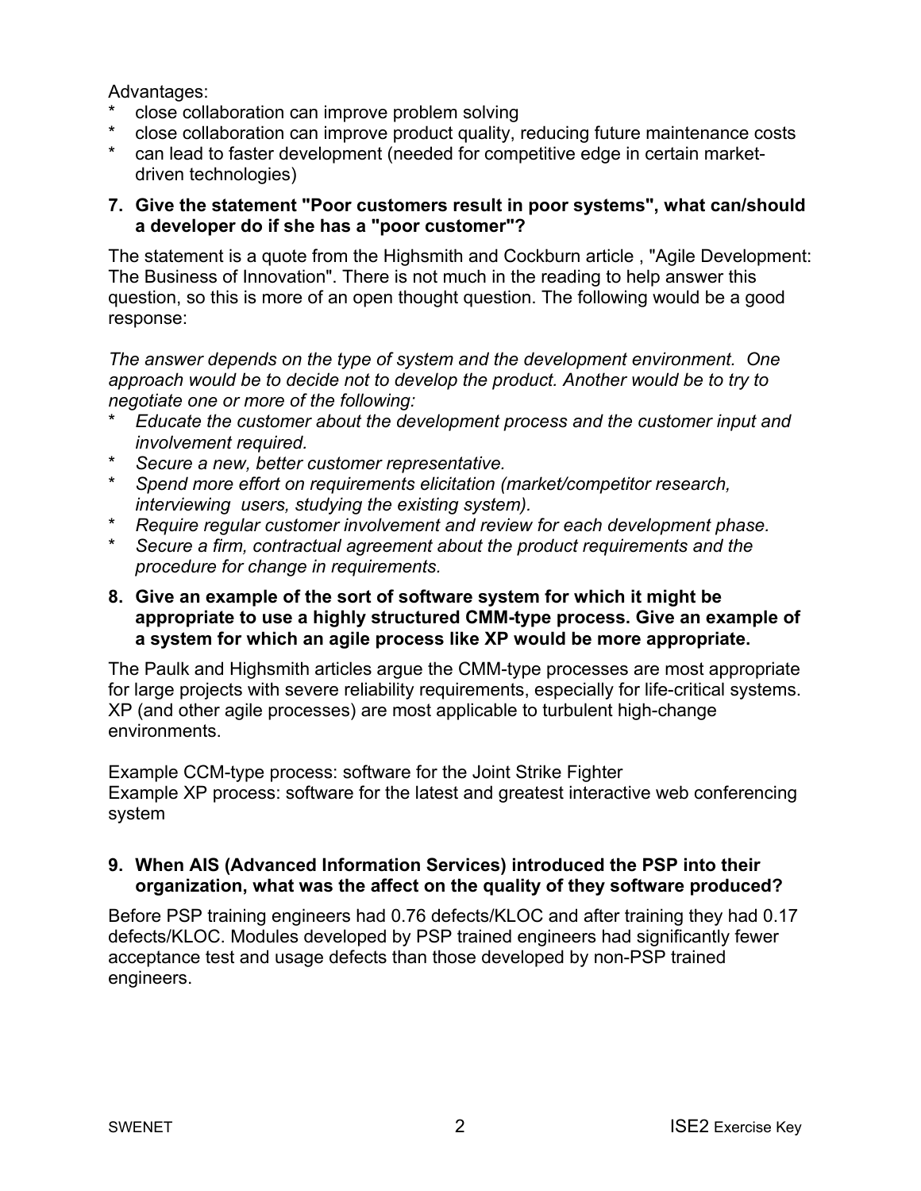Advantages:

* close collaboration can improve problem solving
* close collaboration can improve product quality, reducing future maintenance costs
* can lead to faster development (needed for competitive edge in certain market-driven technologies)

**7. Give the statement "Poor customers result in poor systems", what can/should a developer do if she has a "poor customer"?**

The statement is a quote from the Highsmith and Cockburn article , "Agile Development: The Business of Innovation". There is not much in the reading to help answer this question, so this is more of an open thought question. The following would be a good response:

*The answer depends on the type of system and the development environment. One approach would be to decide not to develop the product. Another would be to try to negotiate one or more of the following:*

* *Educate the customer about the development process and the customer input and involvement required.*
* *Secure a new, better customer representative.*
* *Spend more effort on requirements elicitation (market/competitor research, interviewing users, studying the existing system).*
* *Require regular customer involvement and review for each development phase.*
* *Secure a firm, contractual agreement about the product requirements and the procedure for change in requirements.*

**8. Give an example of the sort of software system for which it might be appropriate to use a highly structured CMM-type process. Give an example of a system for which an agile process like XP would be more appropriate.**

The Paulk and Highsmith articles argue the CMM-type processes are most appropriate for large projects with severe reliability requirements, especially for life-critical systems. XP (and other agile processes) are most applicable to turbulent high-change environments.

Example CCM-type process: software for the Joint Strike Fighter
Example XP process: software for the latest and greatest interactive web conferencing system

**9. When AIS (Advanced Information Services) introduced the PSP into their organization, what was the affect on the quality of they software produced?**

Before PSP training engineers had 0.76 defects/KLOC and after training they had 0.17 defects/KLOC. Modules developed by PSP trained engineers had significantly fewer acceptance test and usage defects than those developed by non-PSP trained engineers.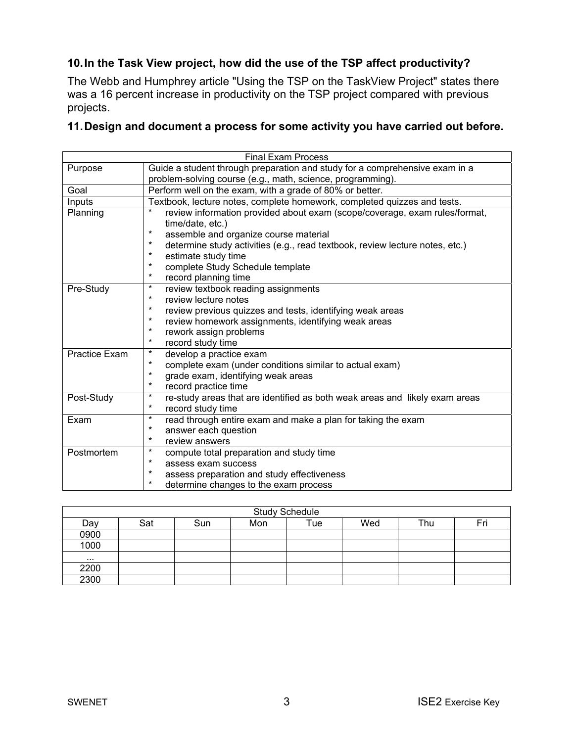### 10. In the Task View project, how did the use of the TSP affect productivity?

The Webb and Humphrey article "Using the TSP on the TaskView Project" states there was a 16 percent increase in productivity on the TSP project compared with previous projects.

### 11. Design and document a process for some activity you have carried out before.

| Final Exam Process | |
|---|---|
| Purpose | Guide a student through preparation and study for a comprehensive exam in a problem-solving course (e.g., math, science, programming). |
| Goal | Perform well on the exam, with a grade of 80% or better. |
| Inputs | Textbook, lecture notes, complete homework, completed quizzes and tests. |
| Planning | * review information provided about exam (scope/coverage, exam rules/format, time/date, etc.)<br>* assemble and organize course material<br>* determine study activities (e.g., read textbook, review lecture notes, etc.)<br>* estimate study time<br>* complete Study Schedule template<br>* record planning time |
| Pre-Study | * review textbook reading assignments<br>* review lecture notes<br>* review previous quizzes and tests, identifying weak areas<br>* review homework assignments, identifying weak areas<br>* rework assign problems<br>* record study time |
| Practice Exam | * develop a practice exam<br>* complete exam (under conditions similar to actual exam)<br>* grade exam, identifying weak areas<br>* record practice time |
| Post-Study | * re-study areas that are identified as both weak areas and likely exam areas<br>* record study time |
| Exam | * read through entire exam and make a plan for taking the exam<br>* answer each question<br>* review answers |
| Postmortem | * compute total preparation and study time<br>* assess exam success<br>* assess preparation and study effectiveness<br>* determine changes to the exam process |

| Study Schedule | | | | | | | |
|---|---|---|---|---|---|---|---|
| Day | Sat | Sun | Mon | Tue | Wed | Thu | Fri |
| 0900 | | | | | | | |
| 1000 | | | | | | | |
| ... | | | | | | | |
| 2200 | | | | | | | |
| 2300 | | | | | | | |